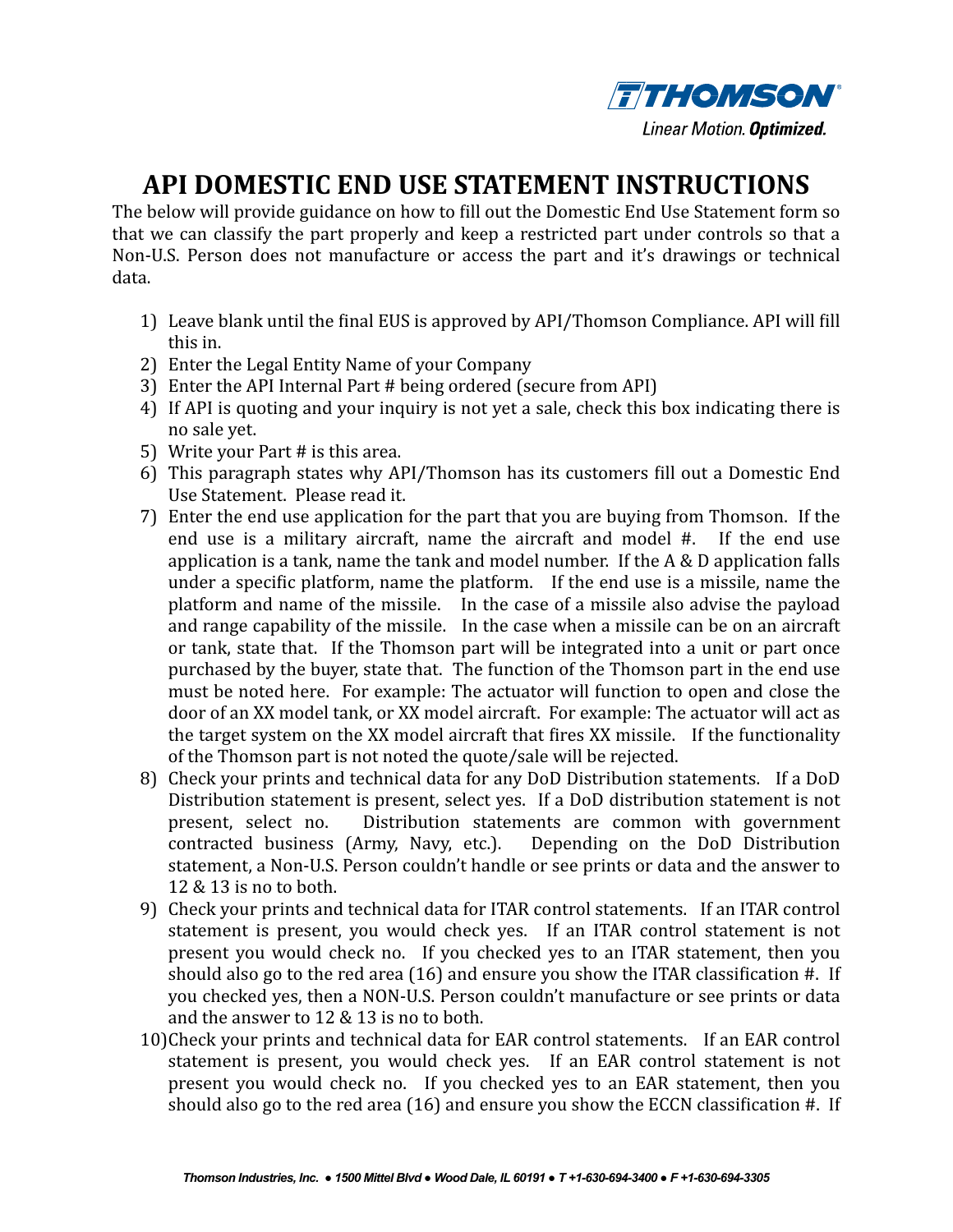THOMSON

Linear Motion. **Optimized.**

# API DOMESTIC END USE STATEMENT INSTRUCTIONS

The below will provide guidance on how to fill out the Domestic End Use Statement form so that we can classify the part properly and keep a restricted part under controls so that a Non-U.S. Person does not manufacture or access the part and it's drawings or technical data.

1) Leave blank until the final EUS is approved by API/Thomson Compliance. API will fill this in.
2) Enter the Legal Entity Name of your Company
3) Enter the API Internal Part # being ordered (secure from API)
4) If API is quoting and your inquiry is not yet a sale, check this box indicating there is no sale yet.
5) Write your Part # is this area.
6) This paragraph states why API/Thomson has its customers fill out a Domestic End Use Statement. Please read it.
7) Enter the end use application for the part that you are buying from Thomson. If the end use is a military aircraft, name the aircraft and model #. If the end use application is a tank, name the tank and model number. If the A & D application falls under a specific platform, name the platform. If the end use is a missile, name the platform and name of the missile. In the case of a missile also advise the payload and range capability of the missile. In the case when a missile can be on an aircraft or tank, state that. If the Thomson part will be integrated into a unit or part once purchased by the buyer, state that. The function of the Thomson part in the end use must be noted here. For example: The actuator will function to open and close the door of an XX model tank, or XX model aircraft. For example: The actuator will act as the target system on the XX model aircraft that fires XX missile. If the functionality of the Thomson part is not noted the quote/sale will be rejected.
8) Check your prints and technical data for any DoD Distribution statements. If a DoD Distribution statement is present, select yes. If a DoD distribution statement is not present, select no. Distribution statements are common with government contracted business (Army, Navy, etc.). Depending on the DoD Distribution statement, a Non-U.S. Person couldn't handle or see prints or data and the answer to 12 & 13 is no to both.
9) Check your prints and technical data for ITAR control statements. If an ITAR control statement is present, you would check yes. If an ITAR control statement is not present you would check no. If you checked yes to an ITAR statement, then you should also go to the red area (16) and ensure you show the ITAR classification #. If you checked yes, then a NON-U.S. Person couldn't manufacture or see prints or data and the answer to 12 & 13 is no to both.
10) Check your prints and technical data for EAR control statements. If an EAR control statement is present, you would check yes. If an EAR control statement is not present you would check no. If you checked yes to an EAR statement, then you should also go to the red area (16) and ensure you show the ECCN classification #. If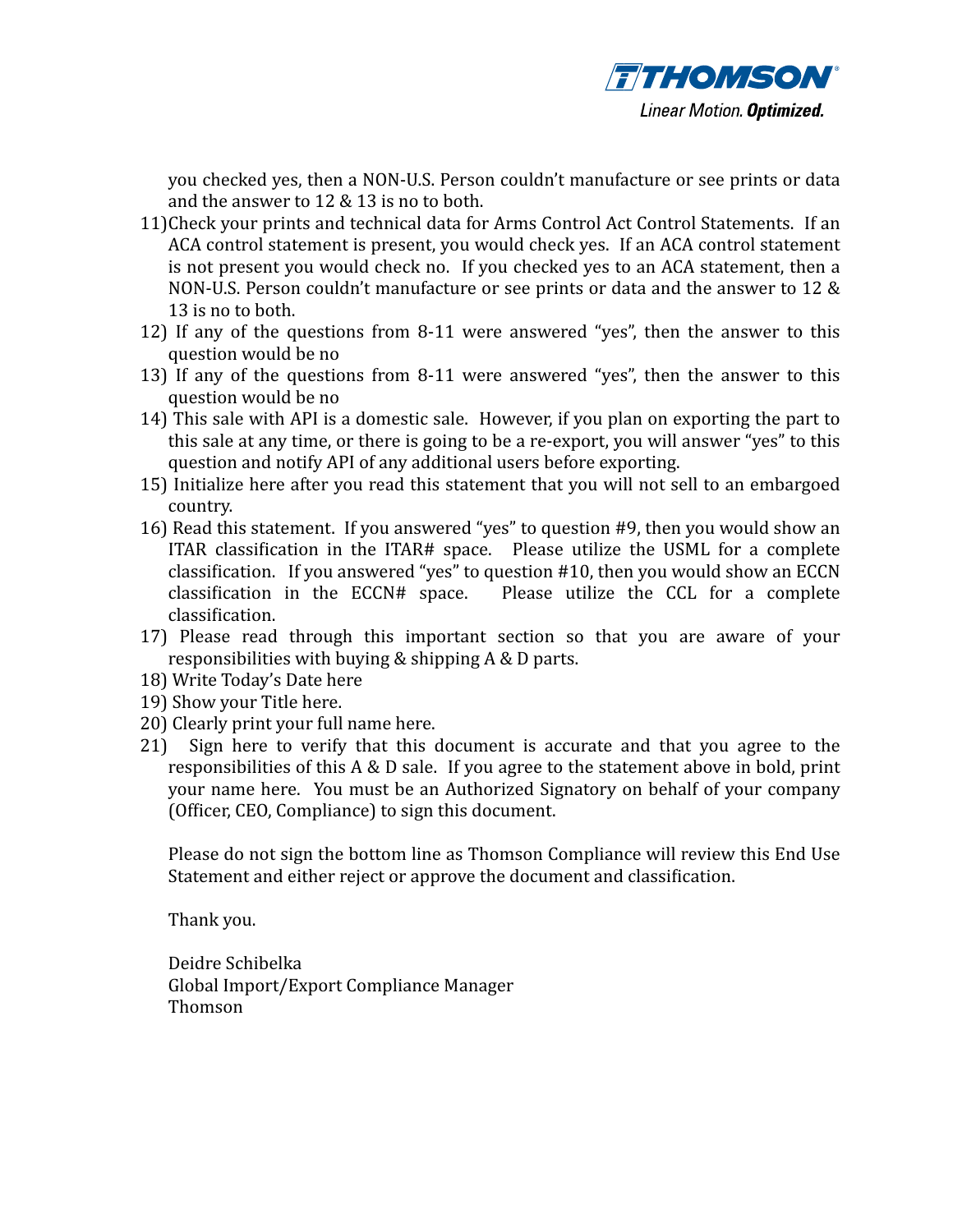you checked yes, then a NON-U.S. Person couldn't manufacture or see prints or data and the answer to 12 & 13 is no to both.

11) Check your prints and technical data for Arms Control Act Control Statements. If an ACA control statement is present, you would check yes. If an ACA control statement is not present you would check no. If you checked yes to an ACA statement, then a NON-U.S. Person couldn't manufacture or see prints or data and the answer to 12 & 13 is no to both.
12) If any of the questions from 8-11 were answered "yes", then the answer to this question would be no
13) If any of the questions from 8-11 were answered "yes", then the answer to this question would be no
14) This sale with API is a domestic sale. However, if you plan on exporting the part to this sale at any time, or there is going to be a re-export, you will answer "yes" to this question and notify API of any additional users before exporting.
15) Initialize here after you read this statement that you will not sell to an embargoed country.
16) Read this statement. If you answered "yes" to question #9, then you would show an ITAR classification in the ITAR# space. Please utilize the USML for a complete classification. If you answered "yes" to question #10, then you would show an ECCN classification in the ECCN# space. Please utilize the CCL for a complete classification.
17) Please read through this important section so that you are aware of your responsibilities with buying & shipping A & D parts.
18) Write Today's Date here
19) Show your Title here.
20) Clearly print your full name here.
21) Sign here to verify that this document is accurate and that you agree to the responsibilities of this A & D sale. If you agree to the statement above in bold, print your name here. You must be an Authorized Signatory on behalf of your company (Officer, CEO, Compliance) to sign this document.

Please do not sign the bottom line as Thomson Compliance will review this End Use Statement and either reject or approve the document and classification.

Thank you.

Deidre Schibelka
Global Import/Export Compliance Manager
Thomson